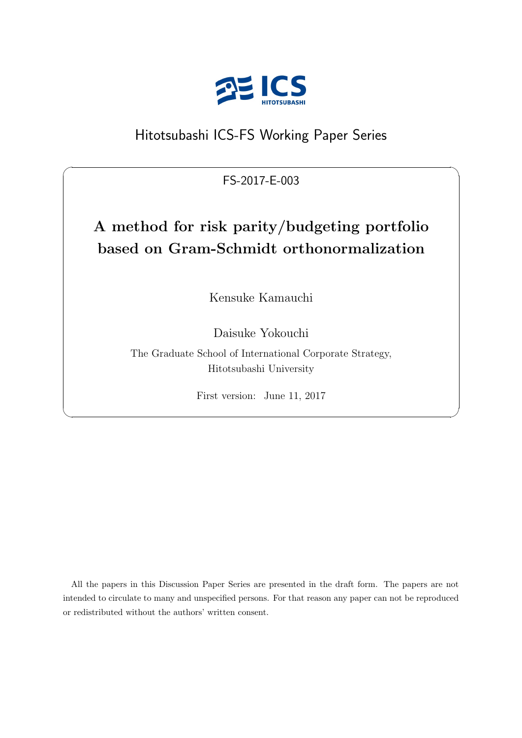Hitotsubashi ICS-FS Working Paper Series

FS-2017-E-003

# A method for risk parity/budgeting portfolio based on Gram-Schmidt orthonormalization

Kensuke Kamauchi

Daisuke Yokouchi

The Graduate School of International Corporate Strategy, Hitotsubashi University

First version: June 11, 2017

All the papers in this Discussion Paper Series are presented in the draft form. The papers are not intended to circulate to many and unspecified persons. For that reason any paper can not be reproduced or redistributed without the authors' written consent.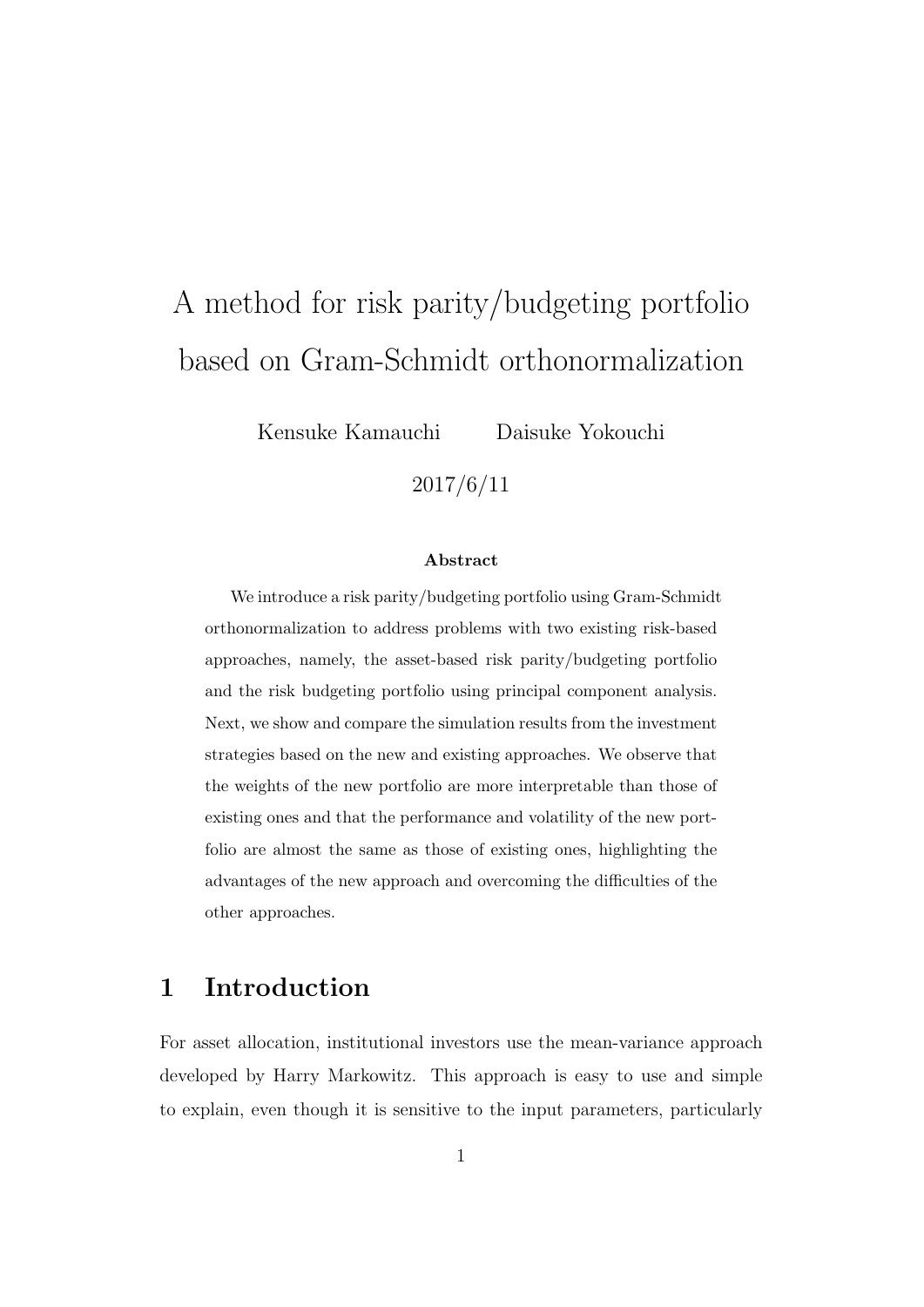# A method for risk parity/budgeting portfolio based on Gram-Schmidt orthonormalization

Kensuke Kamauchi    Daisuke Yokouchi

2017/6/11

**Abstract**

We introduce a risk parity/budgeting portfolio using Gram-Schmidt orthonormalization to address problems with two existing risk-based approaches, namely, the asset-based risk parity/budgeting portfolio and the risk budgeting portfolio using principal component analysis. Next, we show and compare the simulation results from the investment strategies based on the new and existing approaches. We observe that the weights of the new portfolio are more interpretable than those of existing ones and that the performance and volatility of the new portfolio are almost the same as those of existing ones, highlighting the advantages of the new approach and overcoming the difficulties of the other approaches.

## 1 Introduction

For asset allocation, institutional investors use the mean-variance approach developed by Harry Markowitz. This approach is easy to use and simple to explain, even though it is sensitive to the input parameters, particularly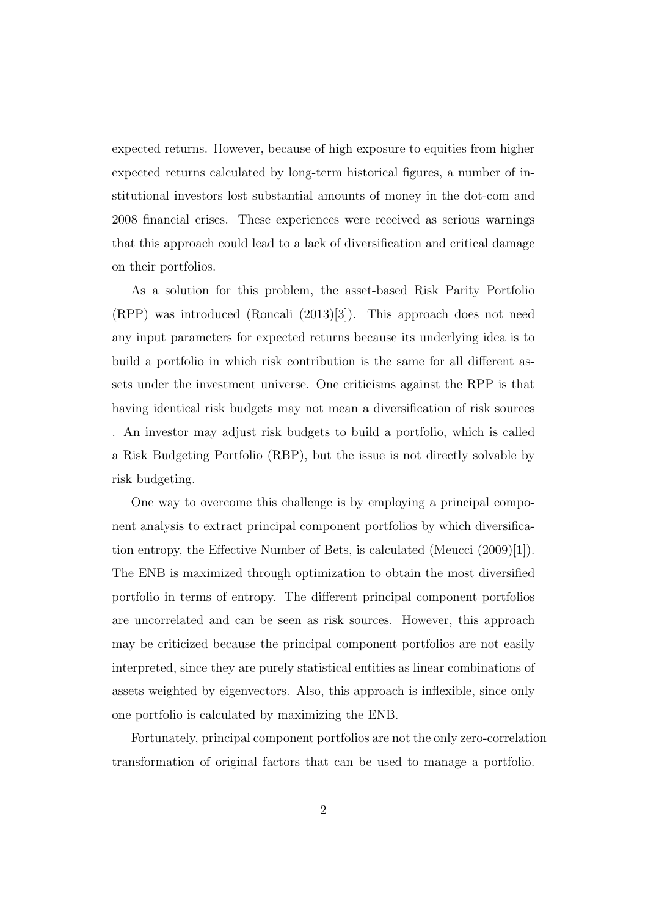expected returns. However, because of high exposure to equities from higher expected returns calculated by long-term historical figures, a number of institutional investors lost substantial amounts of money in the dot-com and 2008 financial crises. These experiences were received as serious warnings that this approach could lead to a lack of diversification and critical damage on their portfolios.

As a solution for this problem, the asset-based Risk Parity Portfolio (RPP) was introduced (Roncali (2013)[3]). This approach does not need any input parameters for expected returns because its underlying idea is to build a portfolio in which risk contribution is the same for all different assets under the investment universe. One criticisms against the RPP is that having identical risk budgets may not mean a diversification of risk sources . An investor may adjust risk budgets to build a portfolio, which is called a Risk Budgeting Portfolio (RBP), but the issue is not directly solvable by risk budgeting.

One way to overcome this challenge is by employing a principal component analysis to extract principal component portfolios by which diversification entropy, the Effective Number of Bets, is calculated (Meucci (2009)[1]). The ENB is maximized through optimization to obtain the most diversified portfolio in terms of entropy. The different principal component portfolios are uncorrelated and can be seen as risk sources. However, this approach may be criticized because the principal component portfolios are not easily interpreted, since they are purely statistical entities as linear combinations of assets weighted by eigenvectors. Also, this approach is inflexible, since only one portfolio is calculated by maximizing the ENB.

Fortunately, principal component portfolios are not the only zero-correlation transformation of original factors that can be used to manage a portfolio.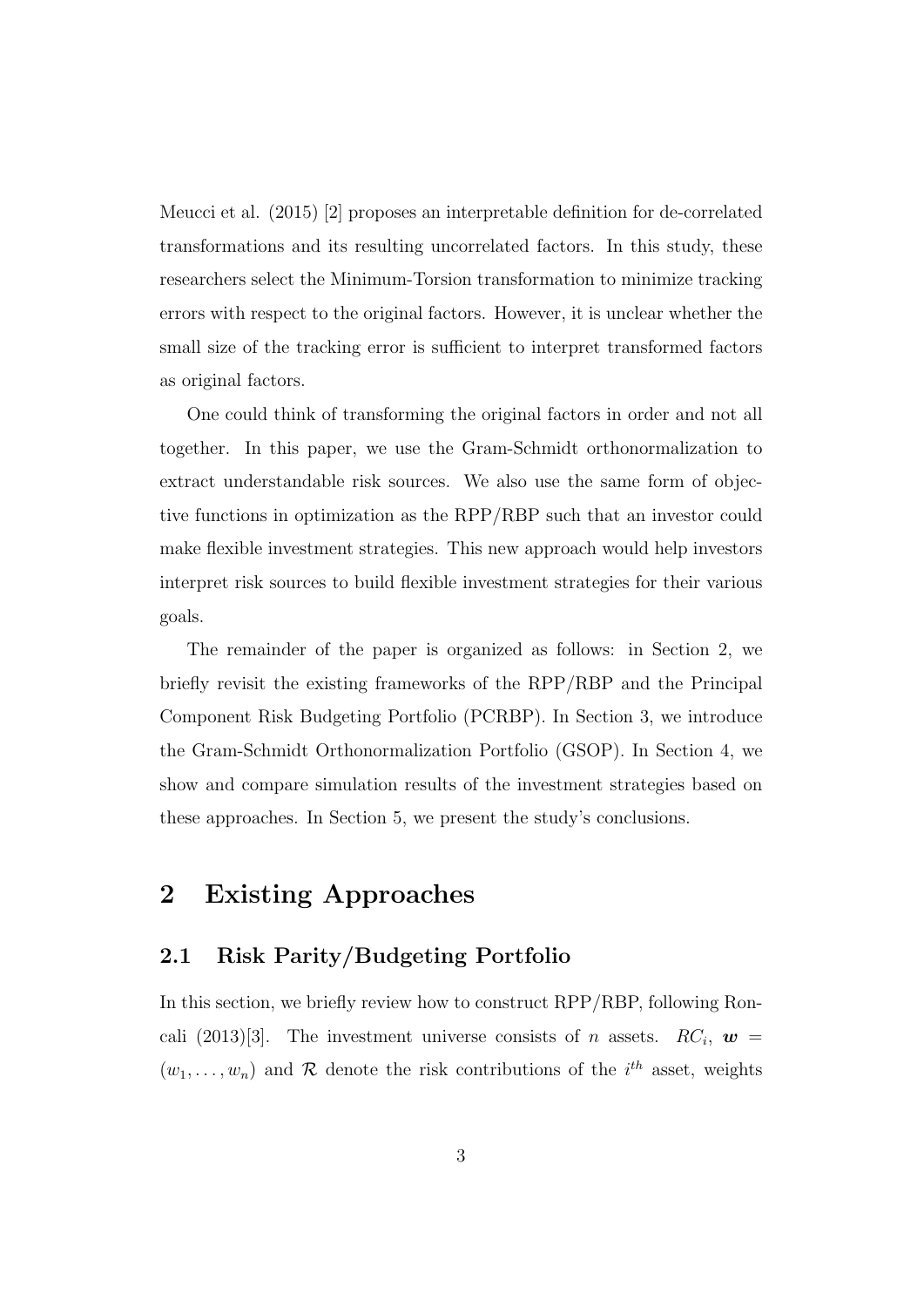Meucci et al. (2015) [2] proposes an interpretable definition for de-correlated transformations and its resulting uncorrelated factors. In this study, these researchers select the Minimum-Torsion transformation to minimize tracking errors with respect to the original factors. However, it is unclear whether the small size of the tracking error is sufficient to interpret transformed factors as original factors.

One could think of transforming the original factors in order and not all together. In this paper, we use the Gram-Schmidt orthonormalization to extract understandable risk sources. We also use the same form of objective functions in optimization as the RPP/RBP such that an investor could make flexible investment strategies. This new approach would help investors interpret risk sources to build flexible investment strategies for their various goals.

The remainder of the paper is organized as follows: in Section 2, we briefly revisit the existing frameworks of the RPP/RBP and the Principal Component Risk Budgeting Portfolio (PCRBP). In Section 3, we introduce the Gram-Schmidt Orthonormalization Portfolio (GSOP). In Section 4, we show and compare simulation results of the investment strategies based on these approaches. In Section 5, we present the study's conclusions.

# 2 Existing Approaches

## 2.1 Risk Parity/Budgeting Portfolio

In this section, we briefly review how to construct RPP/RBP, following Roncali (2013)[3]. The investment universe consists of $n$ assets. $RC_i$, $\boldsymbol{w} = (w_1, \ldots, w_n)$ and $\mathcal{R}$ denote the risk contributions of the $i^{th}$ asset, weights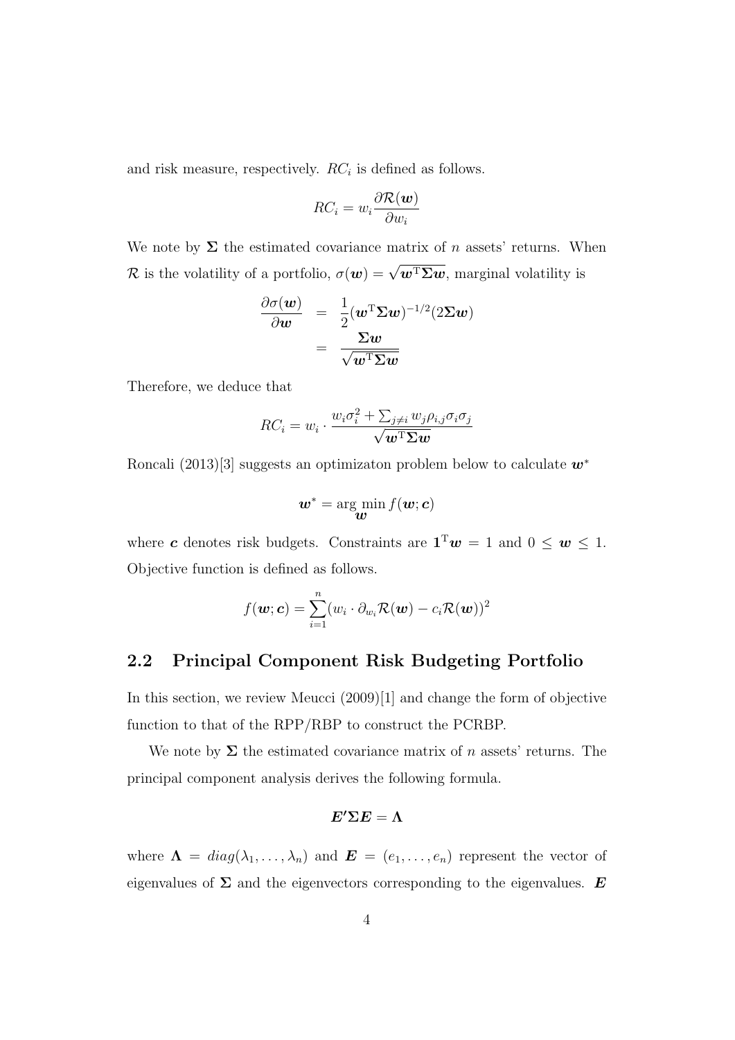and risk measure, respectively. $RC_i$ is defined as follows.

$$RC_i = w_i \frac{\partial \mathcal{R}(\boldsymbol{w})}{\partial w_i}$$

We note by $\boldsymbol{\Sigma}$ the estimated covariance matrix of $n$ assets' returns. When $\mathcal{R}$ is the volatility of a portfolio, $\sigma(\boldsymbol{w}) = \sqrt{\boldsymbol{w}^{\mathrm{T}}\boldsymbol{\Sigma}\boldsymbol{w}}$, marginal volatility is

$$\begin{aligned}
\frac{\partial \sigma(\boldsymbol{w})}{\partial \boldsymbol{w}} &= \frac{1}{2}(\boldsymbol{w}^{\mathrm{T}}\boldsymbol{\Sigma}\boldsymbol{w})^{-1/2}(2\boldsymbol{\Sigma}\boldsymbol{w}) \\
&= \frac{\boldsymbol{\Sigma}\boldsymbol{w}}{\sqrt{\boldsymbol{w}^{\mathrm{T}}\boldsymbol{\Sigma}\boldsymbol{w}}}
\end{aligned}$$

Therefore, we deduce that

$$RC_i = w_i \cdot \frac{w_i \sigma_i^2 + \sum_{j \neq i} w_j \rho_{i,j} \sigma_i \sigma_j}{\sqrt{\boldsymbol{w}^{\mathrm{T}}\boldsymbol{\Sigma}\boldsymbol{w}}}$$

Roncali (2013)[3] suggests an optimizaton problem below to calculate $\boldsymbol{w}^*$

$$\boldsymbol{w}^* = \arg\min_{\boldsymbol{w}} f(\boldsymbol{w}; \boldsymbol{c})$$

where $\boldsymbol{c}$ denotes risk budgets. Constraints are $\mathbf{1}^{\mathrm{T}}\boldsymbol{w} = 1$ and $0 \leq \boldsymbol{w} \leq 1$. Objective function is defined as follows.

$$f(\boldsymbol{w}; \boldsymbol{c}) = \sum_{i=1}^{n} (w_i \cdot \partial_{w_i} \mathcal{R}(\boldsymbol{w}) - c_i \mathcal{R}(\boldsymbol{w}))^2$$

## 2.2 Principal Component Risk Budgeting Portfolio

In this section, we review Meucci (2009)[1] and change the form of objective function to that of the RPP/RBP to construct the PCRBP.

We note by $\boldsymbol{\Sigma}$ the estimated covariance matrix of $n$ assets' returns. The principal component analysis derives the following formula.

$$\boldsymbol{E}'\boldsymbol{\Sigma}\boldsymbol{E} = \boldsymbol{\Lambda}$$

where $\boldsymbol{\Lambda} = diag(\lambda_1, \ldots, \lambda_n)$ and $\boldsymbol{E} = (e_1, \ldots, e_n)$ represent the vector of eigenvalues of $\boldsymbol{\Sigma}$ and the eigenvectors corresponding to the eigenvalues. $\boldsymbol{E}$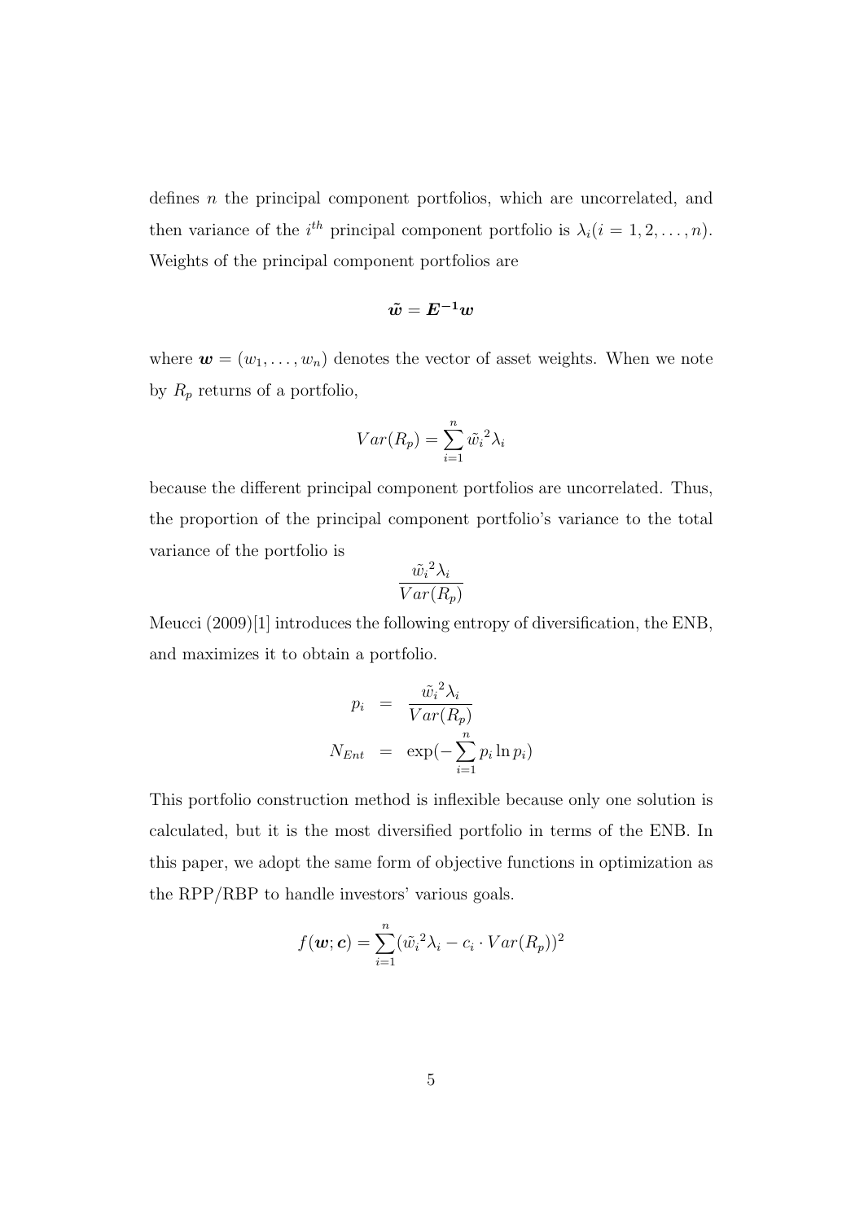defines $n$ the principal component portfolios, which are uncorrelated, and then variance of the $i^{th}$ principal component portfolio is $\lambda_i (i = 1, 2, \ldots, n)$. Weights of the principal component portfolios are

$$\tilde{\boldsymbol{w}} = \boldsymbol{E^{-1} w}$$

where $\boldsymbol{w} = (w_1, \ldots, w_n)$ denotes the vector of asset weights. When we note by $R_p$ returns of a portfolio,

$$Var(R_p) = \sum_{i=1}^{n} \tilde{w_i}^2 \lambda_i$$

because the different principal component portfolios are uncorrelated. Thus, the proportion of the principal component portfolio's variance to the total variance of the portfolio is

$$\frac{\tilde{w_i}^2 \lambda_i}{Var(R_p)}$$

Meucci (2009)[1] introduces the following entropy of diversification, the ENB, and maximizes it to obtain a portfolio.

$$\begin{aligned} p_i &= \frac{\tilde{w_i}^2 \lambda_i}{Var(R_p)} \\ N_{Ent} &= \exp(-\sum_{i=1}^{n} p_i \ln p_i) \end{aligned}$$

This portfolio construction method is inflexible because only one solution is calculated, but it is the most diversified portfolio in terms of the ENB. In this paper, we adopt the same form of objective functions in optimization as the RPP/RBP to handle investors' various goals.

$$f(\boldsymbol{w}; \boldsymbol{c}) = \sum_{i=1}^{n} (\tilde{w_i}^2 \lambda_i - c_i \cdot Var(R_p))^2$$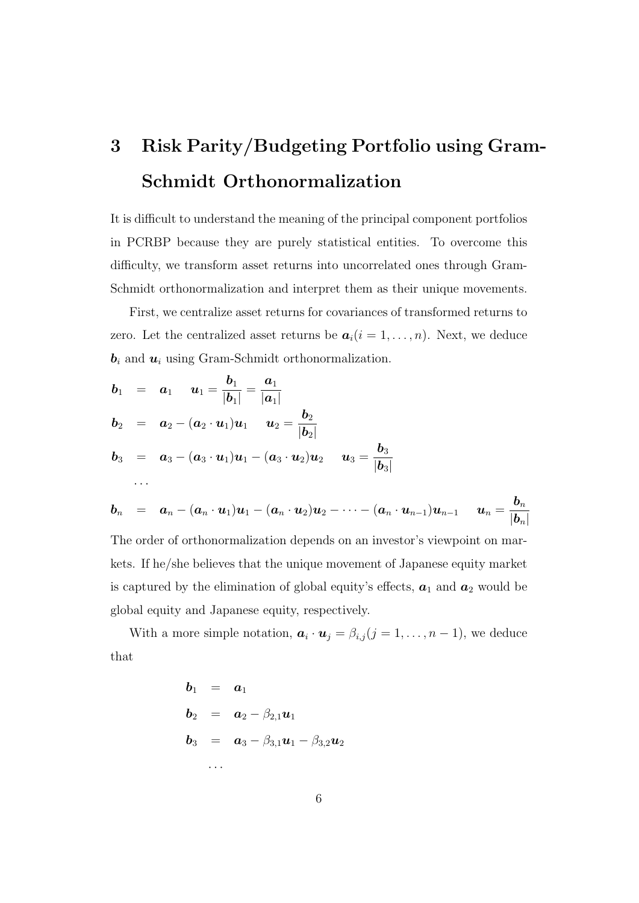# 3 Risk Parity/Budgeting Portfolio using Gram-Schmidt Orthonormalization

It is difficult to understand the meaning of the principal component portfolios in PCRBP because they are purely statistical entities. To overcome this difficulty, we transform asset returns into uncorrelated ones through Gram-Schmidt orthonormalization and interpret them as their unique movements.

First, we centralize asset returns for covariances of transformed returns to zero. Let the centralized asset returns be $\boldsymbol{a}_i (i = 1, \ldots, n)$. Next, we deduce $\boldsymbol{b}_i$ and $\boldsymbol{u}_i$ using Gram-Schmidt orthonormalization.

$$
\begin{aligned}
\boldsymbol{b}_1 &= \boldsymbol{a}_1 \quad \boldsymbol{u}_1 = \frac{\boldsymbol{b}_1}{|\boldsymbol{b}_1|} = \frac{\boldsymbol{a}_1}{|\boldsymbol{a}_1|} \\
\boldsymbol{b}_2 &= \boldsymbol{a}_2 - (\boldsymbol{a}_2 \cdot \boldsymbol{u}_1)\boldsymbol{u}_1 \quad \boldsymbol{u}_2 = \frac{\boldsymbol{b}_2}{|\boldsymbol{b}_2|} \\
\boldsymbol{b}_3 &= \boldsymbol{a}_3 - (\boldsymbol{a}_3 \cdot \boldsymbol{u}_1)\boldsymbol{u}_1 - (\boldsymbol{a}_3 \cdot \boldsymbol{u}_2)\boldsymbol{u}_2 \quad \boldsymbol{u}_3 = \frac{\boldsymbol{b}_3}{|\boldsymbol{b}_3|} \\
&\cdots \\
\boldsymbol{b}_n &= \boldsymbol{a}_n - (\boldsymbol{a}_n \cdot \boldsymbol{u}_1)\boldsymbol{u}_1 - (\boldsymbol{a}_n \cdot \boldsymbol{u}_2)\boldsymbol{u}_2 - \cdots - (\boldsymbol{a}_n \cdot \boldsymbol{u}_{n-1})\boldsymbol{u}_{n-1} \quad \boldsymbol{u}_n = \frac{\boldsymbol{b}_n}{|\boldsymbol{b}_n|}
\end{aligned}
$$

The order of orthonormalization depends on an investor's viewpoint on markets. If he/she believes that the unique movement of Japanese equity market is captured by the elimination of global equity's effects, $\boldsymbol{a}_1$ and $\boldsymbol{a}_2$ would be global equity and Japanese equity, respectively.

With a more simple notation, $\boldsymbol{a}_i \cdot \boldsymbol{u}_j = \beta_{i,j} (j = 1, \ldots, n-1)$, we deduce that

$$
\begin{aligned}
\boldsymbol{b}_1 &= \boldsymbol{a}_1 \\
\boldsymbol{b}_2 &= \boldsymbol{a}_2 - \beta_{2,1}\boldsymbol{u}_1 \\
\boldsymbol{b}_3 &= \boldsymbol{a}_3 - \beta_{3,1}\boldsymbol{u}_1 - \beta_{3,2}\boldsymbol{u}_2 \\
&\cdots
\end{aligned}
$$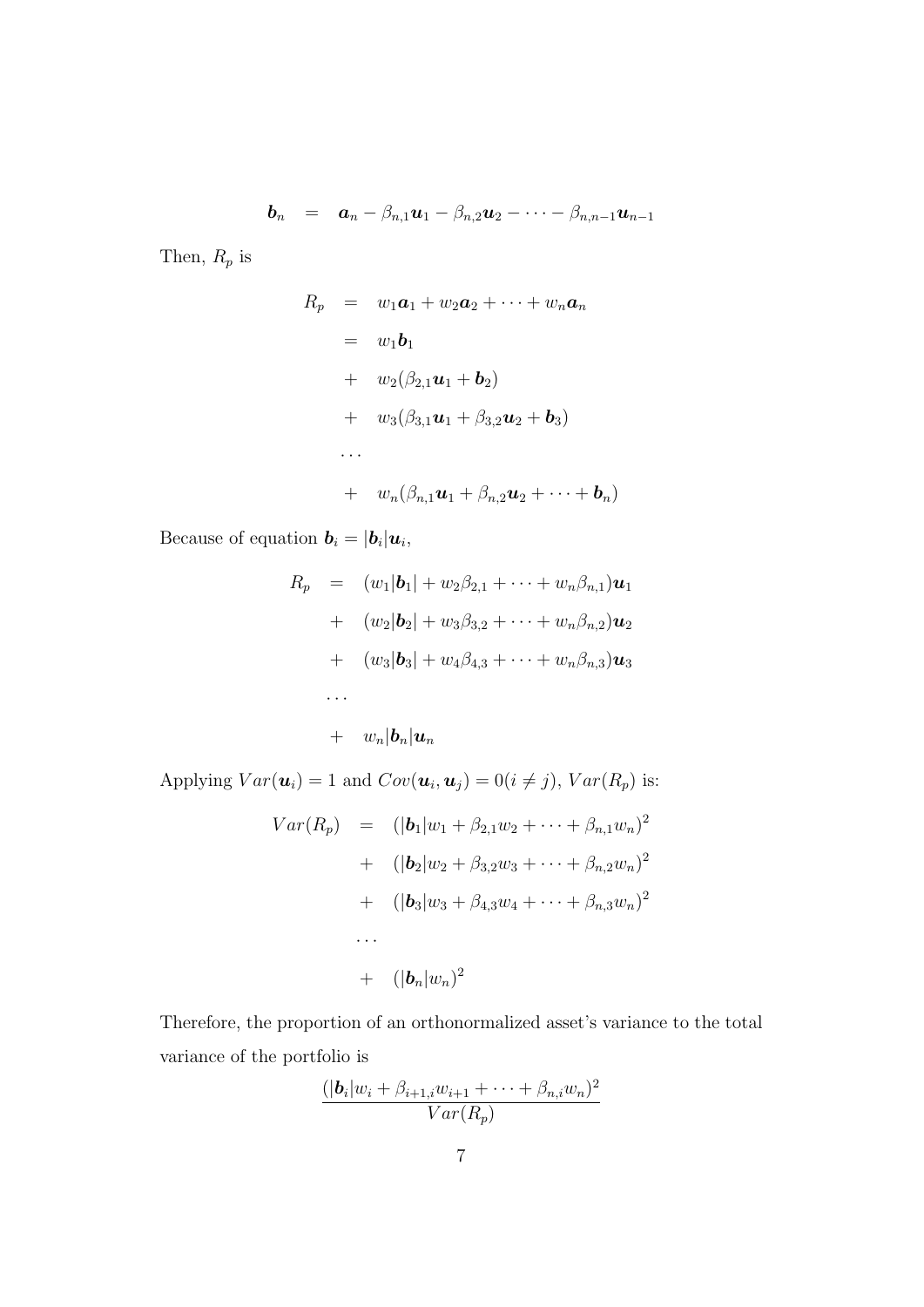$$\boldsymbol{b}_n = \boldsymbol{a}_n - \beta_{n,1}\boldsymbol{u}_1 - \beta_{n,2}\boldsymbol{u}_2 - \cdots - \beta_{n,n-1}\boldsymbol{u}_{n-1}$$

Then, $R_p$ is

$$\begin{aligned}
R_p &= w_1\boldsymbol{a}_1 + w_2\boldsymbol{a}_2 + \cdots + w_n\boldsymbol{a}_n \\
&= w_1\boldsymbol{b}_1 \\
&+ w_2(\beta_{2,1}\boldsymbol{u}_1 + \boldsymbol{b}_2) \\
&+ w_3(\beta_{3,1}\boldsymbol{u}_1 + \beta_{3,2}\boldsymbol{u}_2 + \boldsymbol{b}_3) \\
&\cdots \\
&+ w_n(\beta_{n,1}\boldsymbol{u}_1 + \beta_{n,2}\boldsymbol{u}_2 + \cdots + \boldsymbol{b}_n)
\end{aligned}$$

Because of equation $\boldsymbol{b}_i = |\boldsymbol{b}_i|\boldsymbol{u}_i$,

$$\begin{aligned}
R_p &= (w_1|\boldsymbol{b}_1| + w_2\beta_{2,1} + \cdots + w_n\beta_{n,1})\boldsymbol{u}_1 \\
&+ (w_2|\boldsymbol{b}_2| + w_3\beta_{3,2} + \cdots + w_n\beta_{n,2})\boldsymbol{u}_2 \\
&+ (w_3|\boldsymbol{b}_3| + w_4\beta_{4,3} + \cdots + w_n\beta_{n,3})\boldsymbol{u}_3 \\
&\cdots \\
&+ w_n|\boldsymbol{b}_n|\boldsymbol{u}_n
\end{aligned}$$

Applying $Var(\boldsymbol{u}_i) = 1$ and $Cov(\boldsymbol{u}_i, \boldsymbol{u}_j) = 0 (i \neq j)$, $Var(R_p)$ is:

$$\begin{aligned}
Var(R_p) &= (|\boldsymbol{b}_1|w_1 + \beta_{2,1}w_2 + \cdots + \beta_{n,1}w_n)^2 \\
&+ (|\boldsymbol{b}_2|w_2 + \beta_{3,2}w_3 + \cdots + \beta_{n,2}w_n)^2 \\
&+ (|\boldsymbol{b}_3|w_3 + \beta_{4,3}w_4 + \cdots + \beta_{n,3}w_n)^2 \\
&\cdots \\
&+ (|\boldsymbol{b}_n|w_n)^2
\end{aligned}$$

Therefore, the proportion of an orthonormalized asset's variance to the total variance of the portfolio is

$$\frac{(|\boldsymbol{b}_i|w_i + \beta_{i+1,i}w_{i+1} + \cdots + \beta_{n,i}w_n)^2}{Var(R_p)}$$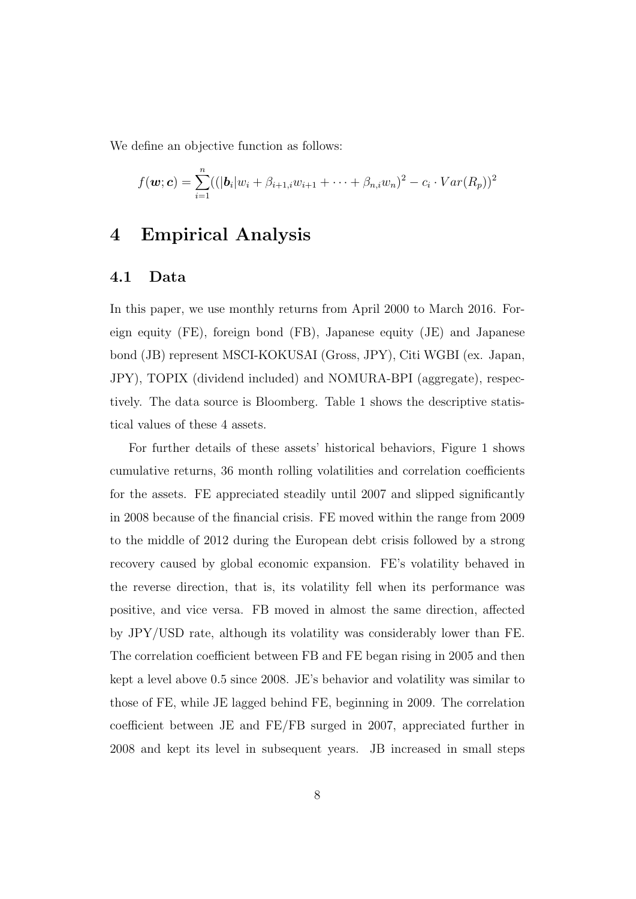We define an objective function as follows:

$$f(\boldsymbol{w};\boldsymbol{c}) = \sum_{i=1}^{n}((|\boldsymbol{b}_i|w_i + \beta_{i+1,i}w_{i+1} + \cdots + \beta_{n,i}w_n)^2 - c_i \cdot Var(R_p))^2$$

# 4 Empirical Analysis

## 4.1 Data

In this paper, we use monthly returns from April 2000 to March 2016. Foreign equity (FE), foreign bond (FB), Japanese equity (JE) and Japanese bond (JB) represent MSCI-KOKUSAI (Gross, JPY), Citi WGBI (ex. Japan, JPY), TOPIX (dividend included) and NOMURA-BPI (aggregate), respectively. The data source is Bloomberg. Table 1 shows the descriptive statistical values of these 4 assets.

For further details of these assets' historical behaviors, Figure 1 shows cumulative returns, 36 month rolling volatilities and correlation coefficients for the assets. FE appreciated steadily until 2007 and slipped significantly in 2008 because of the financial crisis. FE moved within the range from 2009 to the middle of 2012 during the European debt crisis followed by a strong recovery caused by global economic expansion. FE's volatility behaved in the reverse direction, that is, its volatility fell when its performance was positive, and vice versa. FB moved in almost the same direction, affected by JPY/USD rate, although its volatility was considerably lower than FE. The correlation coefficient between FB and FE began rising in 2005 and then kept a level above 0.5 since 2008. JE's behavior and volatility was similar to those of FE, while JE lagged behind FE, beginning in 2009. The correlation coefficient between JE and FE/FB surged in 2007, appreciated further in 2008 and kept its level in subsequent years. JB increased in small steps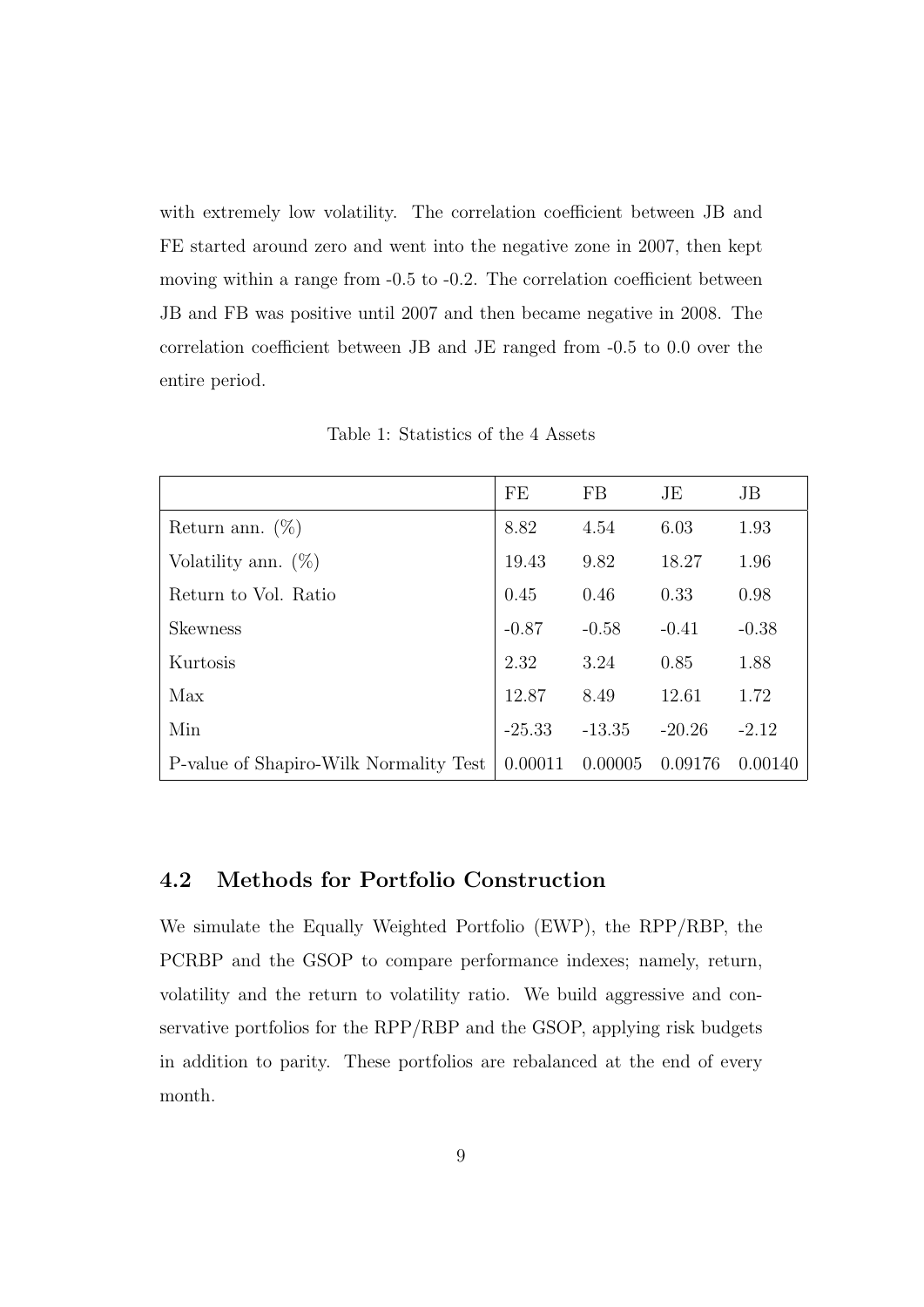with extremely low volatility. The correlation coefficient between JB and FE started around zero and went into the negative zone in 2007, then kept moving within a range from -0.5 to -0.2. The correlation coefficient between JB and FB was positive until 2007 and then became negative in 2008. The correlation coefficient between JB and JE ranged from -0.5 to 0.0 over the entire period.

Table 1: Statistics of the 4 Assets

| | FE | FB | JE | JB |
|---|---|---|---|---|
| Return ann. (%) | 8.82 | 4.54 | 6.03 | 1.93 |
| Volatility ann. (%) | 19.43 | 9.82 | 18.27 | 1.96 |
| Return to Vol. Ratio | 0.45 | 0.46 | 0.33 | 0.98 |
| Skewness | -0.87 | -0.58 | -0.41 | -0.38 |
| Kurtosis | 2.32 | 3.24 | 0.85 | 1.88 |
| Max | 12.87 | 8.49 | 12.61 | 1.72 |
| Min | -25.33 | -13.35 | -20.26 | -2.12 |
| P-value of Shapiro-Wilk Normality Test | 0.00011 | 0.00005 | 0.09176 | 0.00140 |

## 4.2 Methods for Portfolio Construction

We simulate the Equally Weighted Portfolio (EWP), the RPP/RBP, the PCRBP and the GSOP to compare performance indexes; namely, return, volatility and the return to volatility ratio. We build aggressive and conservative portfolios for the RPP/RBP and the GSOP, applying risk budgets in addition to parity. These portfolios are rebalanced at the end of every month.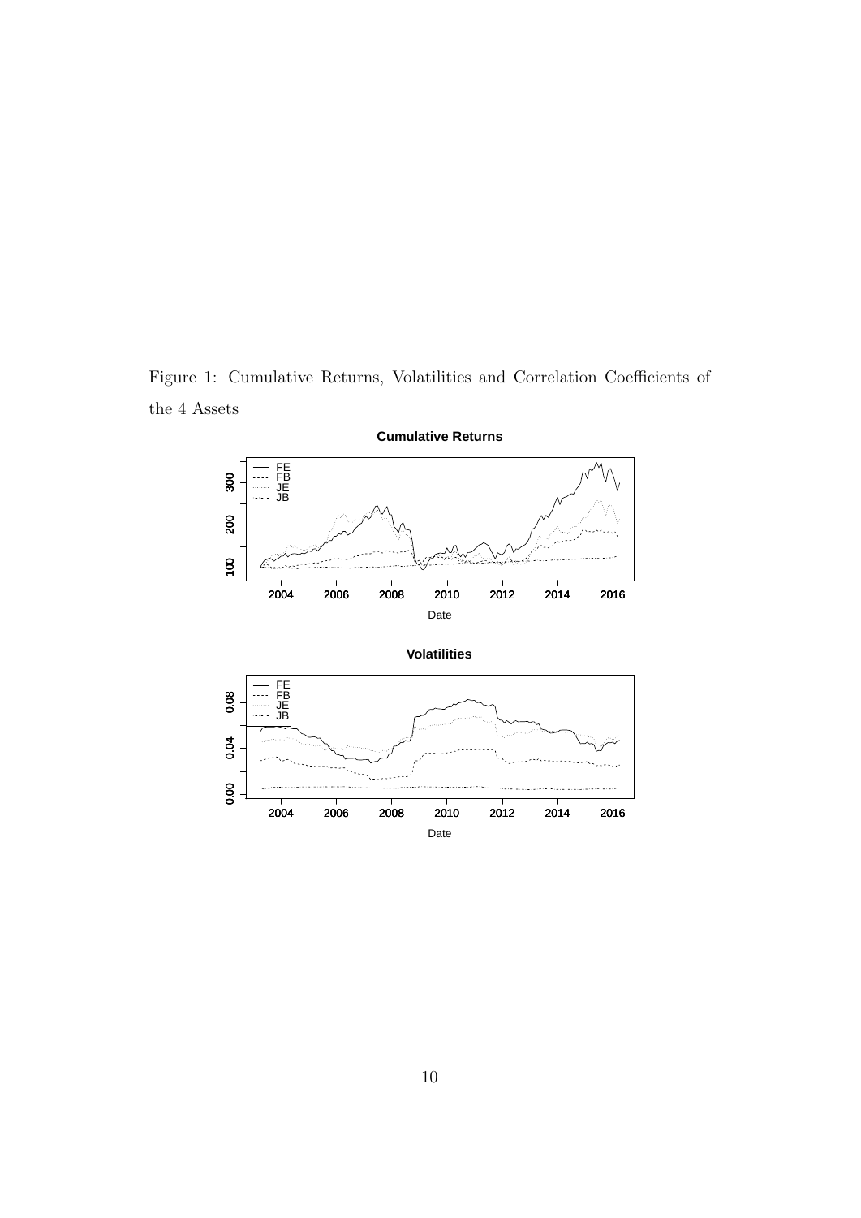Figure 1: Cumulative Returns, Volatilities and Correlation Coefficients of the 4 Assets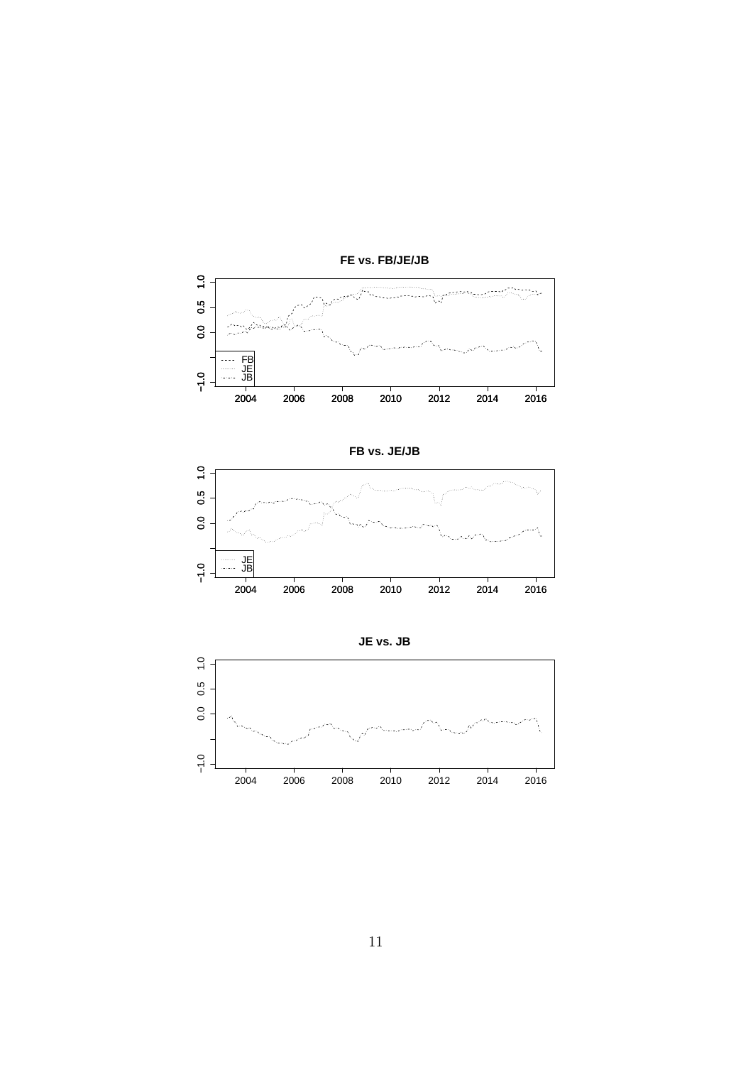**FE vs. FB/JE/JB**

**FB vs. JE/JB**

**JE vs. JB**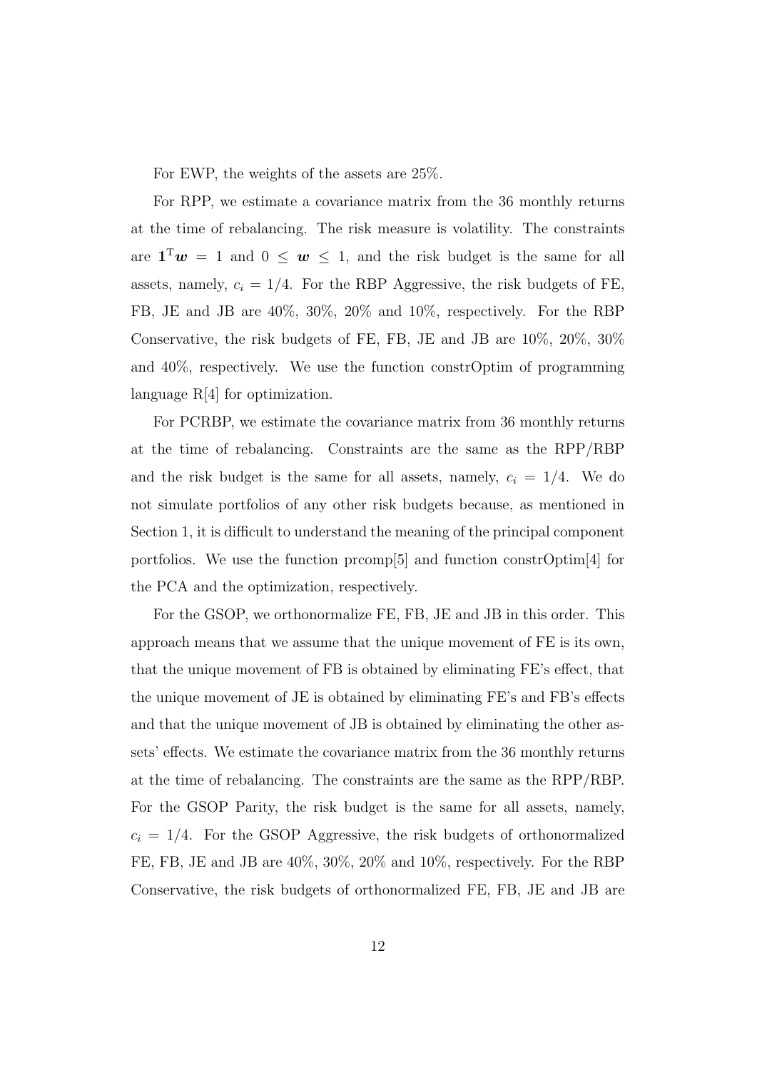For EWP, the weights of the assets are 25%.

For RPP, we estimate a covariance matrix from the 36 monthly returns at the time of rebalancing. The risk measure is volatility. The constraints are $\mathbf{1}^{\mathrm{T}}\boldsymbol{w} = 1$ and $0 \leq \boldsymbol{w} \leq 1$, and the risk budget is the same for all assets, namely, $c_i = 1/4$. For the RBP Aggressive, the risk budgets of FE, FB, JE and JB are 40%, 30%, 20% and 10%, respectively. For the RBP Conservative, the risk budgets of FE, FB, JE and JB are 10%, 20%, 30% and 40%, respectively. We use the function constrOptim of programming language R[4] for optimization.

For PCRBP, we estimate the covariance matrix from 36 monthly returns at the time of rebalancing. Constraints are the same as the RPP/RBP and the risk budget is the same for all assets, namely, $c_i = 1/4$. We do not simulate portfolios of any other risk budgets because, as mentioned in Section 1, it is difficult to understand the meaning of the principal component portfolios. We use the function prcomp[5] and function constrOptim[4] for the PCA and the optimization, respectively.

For the GSOP, we orthonormalize FE, FB, JE and JB in this order. This approach means that we assume that the unique movement of FE is its own, that the unique movement of FB is obtained by eliminating FE's effect, that the unique movement of JE is obtained by eliminating FE's and FB's effects and that the unique movement of JB is obtained by eliminating the other assets' effects. We estimate the covariance matrix from the 36 monthly returns at the time of rebalancing. The constraints are the same as the RPP/RBP. For the GSOP Parity, the risk budget is the same for all assets, namely, $c_i = 1/4$. For the GSOP Aggressive, the risk budgets of orthonormalized FE, FB, JE and JB are 40%, 30%, 20% and 10%, respectively. For the RBP Conservative, the risk budgets of orthonormalized FE, FB, JE and JB are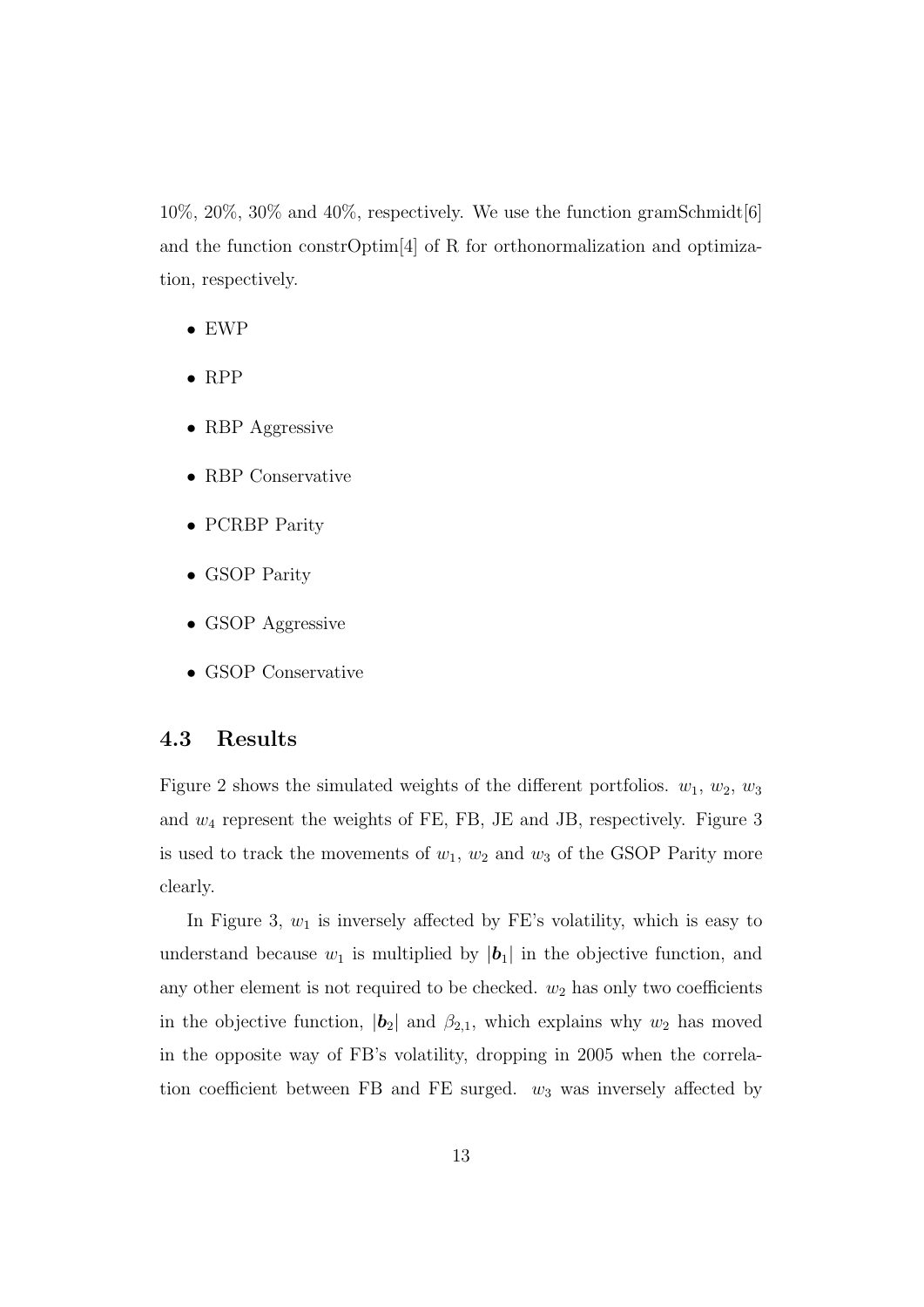10%, 20%, 30% and 40%, respectively. We use the function gramSchmidt[6] and the function constrOptim[4] of R for orthonormalization and optimization, respectively.

- EWP
- RPP
- RBP Aggressive
- RBP Conservative
- PCRBP Parity
- GSOP Parity
- GSOP Aggressive
- GSOP Conservative

### 4.3 Results

Figure 2 shows the simulated weights of the different portfolios. $w_1$, $w_2$, $w_3$ and $w_4$ represent the weights of FE, FB, JE and JB, respectively. Figure 3 is used to track the movements of $w_1$, $w_2$ and $w_3$ of the GSOP Parity more clearly.

In Figure 3, $w_1$ is inversely affected by FE's volatility, which is easy to understand because $w_1$ is multiplied by $|\boldsymbol{b}_1|$ in the objective function, and any other element is not required to be checked. $w_2$ has only two coefficients in the objective function, $|\boldsymbol{b}_2|$ and $\beta_{2,1}$, which explains why $w_2$ has moved in the opposite way of FB's volatility, dropping in 2005 when the correlation coefficient between FB and FE surged. $w_3$ was inversely affected by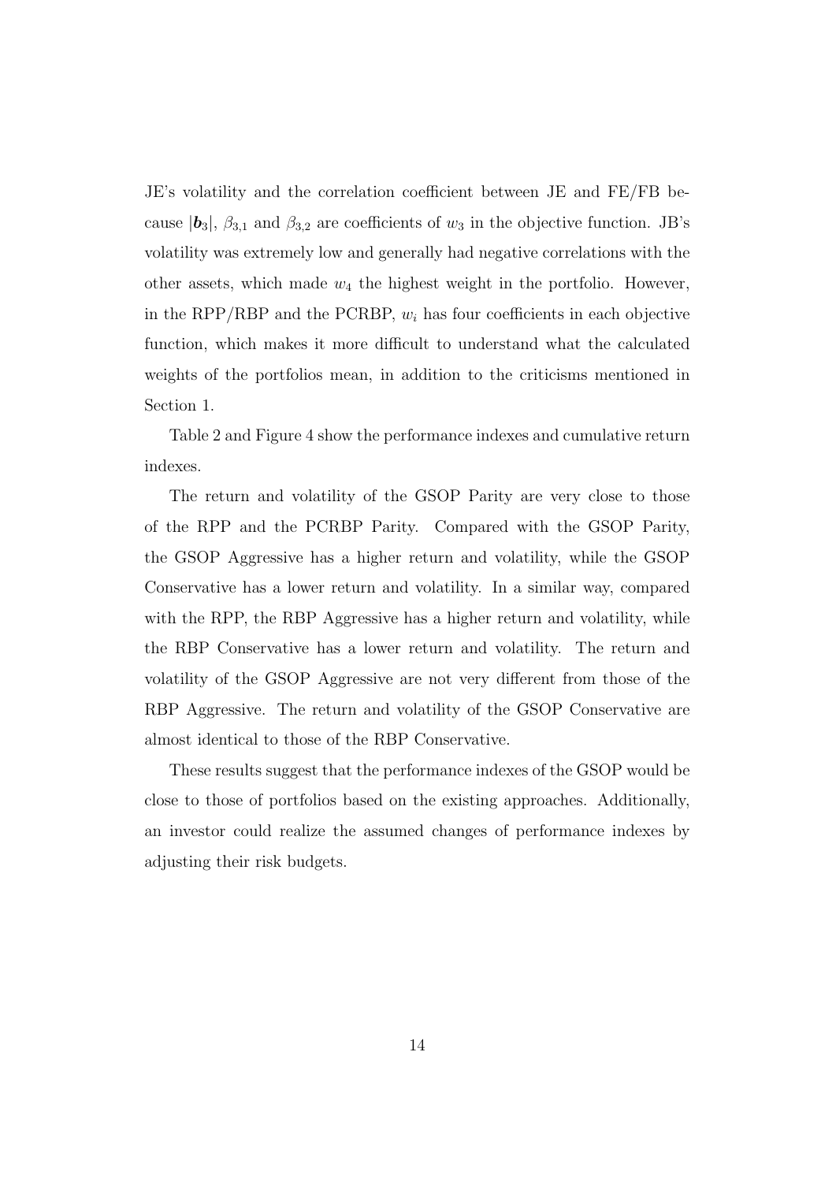JE's volatility and the correlation coefficient between JE and FE/FB because $|\boldsymbol{b}_3|$, $\beta_{3,1}$ and $\beta_{3,2}$ are coefficients of $w_3$ in the objective function. JB's volatility was extremely low and generally had negative correlations with the other assets, which made $w_4$ the highest weight in the portfolio. However, in the RPP/RBP and the PCRBP, $w_i$ has four coefficients in each objective function, which makes it more difficult to understand what the calculated weights of the portfolios mean, in addition to the criticisms mentioned in Section 1.

Table 2 and Figure 4 show the performance indexes and cumulative return indexes.

The return and volatility of the GSOP Parity are very close to those of the RPP and the PCRBP Parity. Compared with the GSOP Parity, the GSOP Aggressive has a higher return and volatility, while the GSOP Conservative has a lower return and volatility. In a similar way, compared with the RPP, the RBP Aggressive has a higher return and volatility, while the RBP Conservative has a lower return and volatility. The return and volatility of the GSOP Aggressive are not very different from those of the RBP Aggressive. The return and volatility of the GSOP Conservative are almost identical to those of the RBP Conservative.

These results suggest that the performance indexes of the GSOP would be close to those of portfolios based on the existing approaches. Additionally, an investor could realize the assumed changes of performance indexes by adjusting their risk budgets.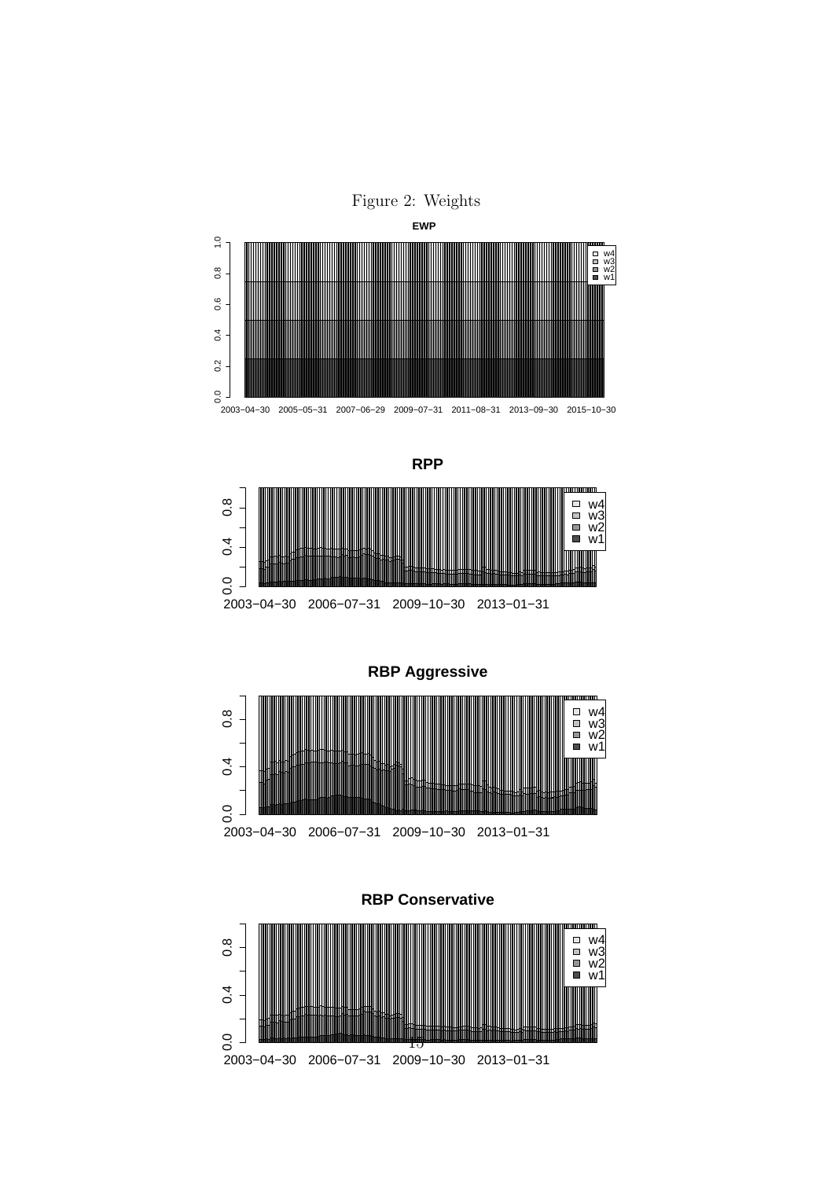Figure 2: Weights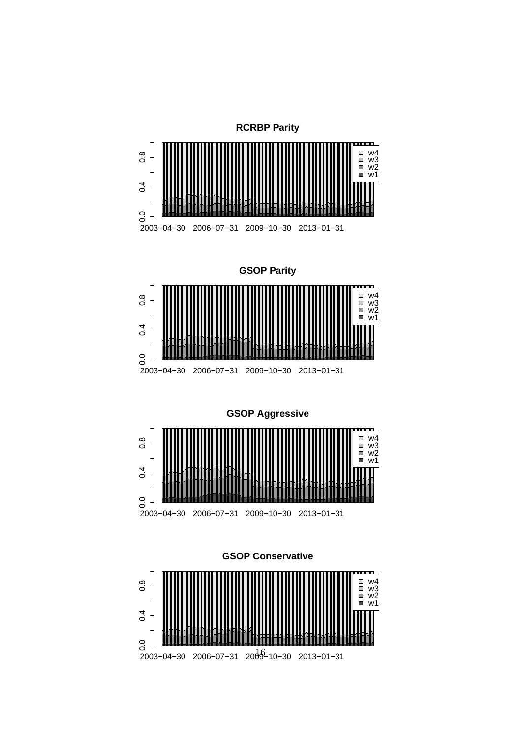**RCRBP Parity**

**GSOP Parity**

**GSOP Aggressive**

**GSOP Conservative**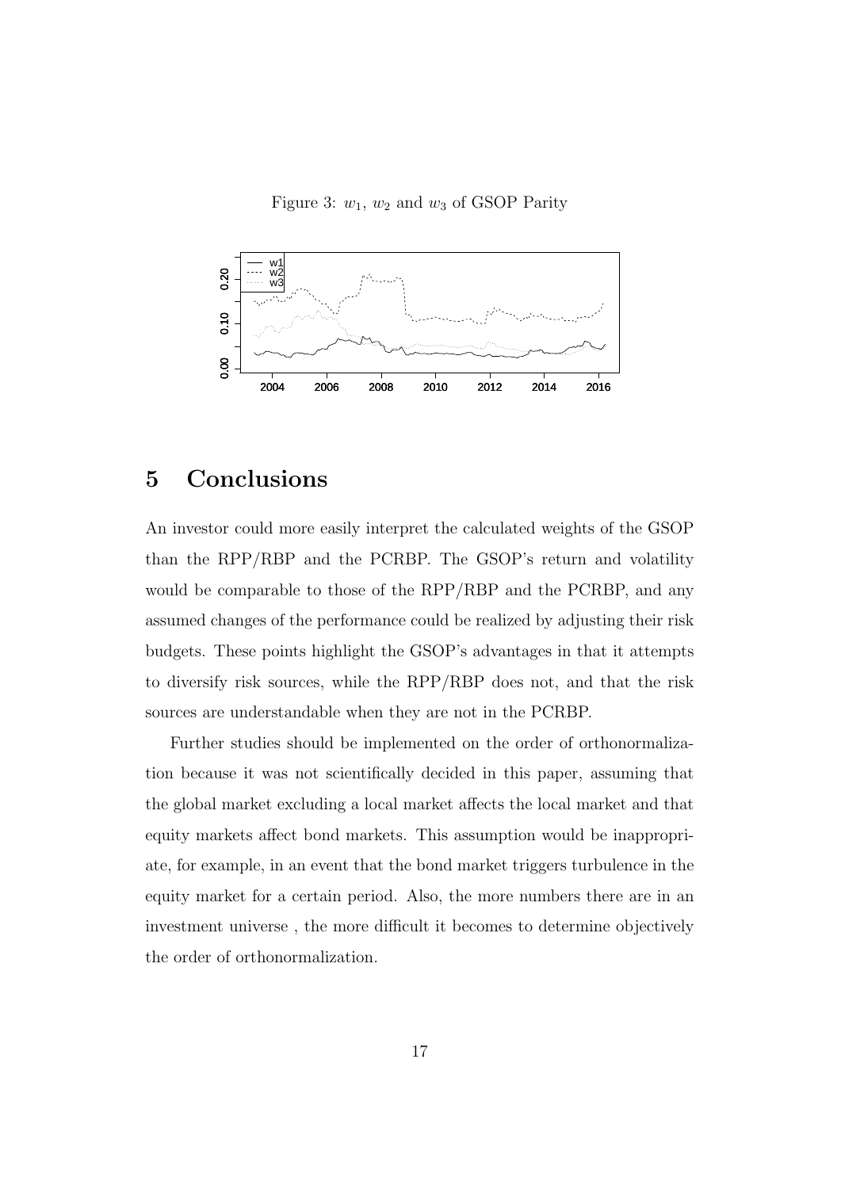Figure 3: $w_1$, $w_2$ and $w_3$ of GSOP Parity

## 5 Conclusions

An investor could more easily interpret the calculated weights of the GSOP than the RPP/RBP and the PCRBP. The GSOP's return and volatility would be comparable to those of the RPP/RBP and the PCRBP, and any assumed changes of the performance could be realized by adjusting their risk budgets. These points highlight the GSOP's advantages in that it attempts to diversify risk sources, while the RPP/RBP does not, and that the risk sources are understandable when they are not in the PCRBP.

Further studies should be implemented on the order of orthonormalization because it was not scientifically decided in this paper, assuming that the global market excluding a local market affects the local market and that equity markets affect bond markets. This assumption would be inappropriate, for example, in an event that the bond market triggers turbulence in the equity market for a certain period. Also, the more numbers there are in an investment universe , the more difficult it becomes to determine objectively the order of orthonormalization.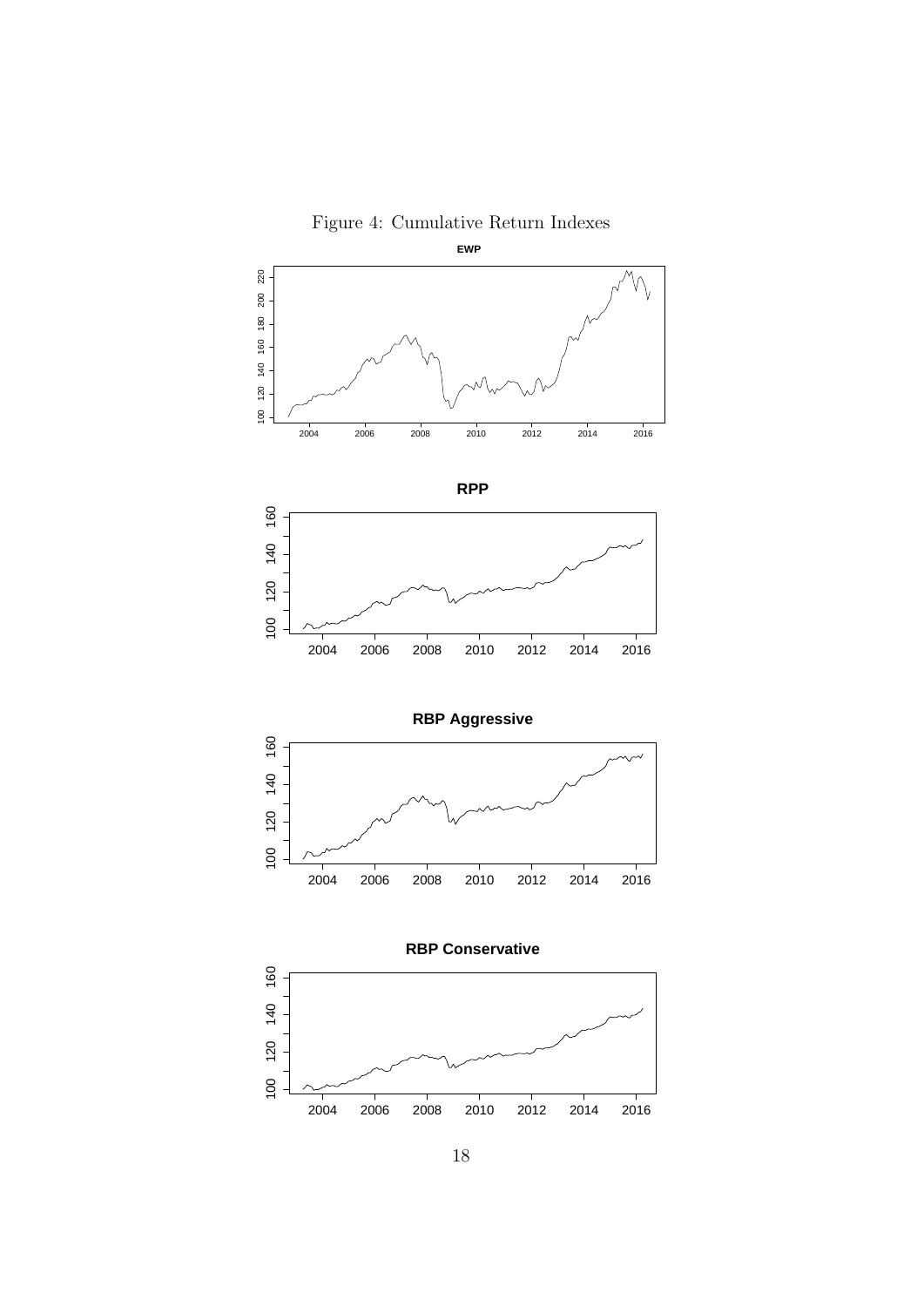Figure 4: Cumulative Return Indexes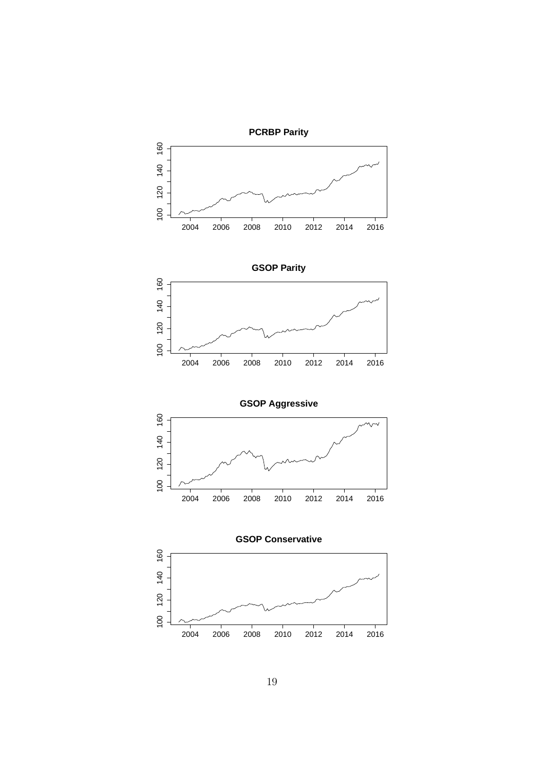**PCRBP Parity**

**GSOP Parity**

**GSOP Aggressive**

**GSOP Conservative**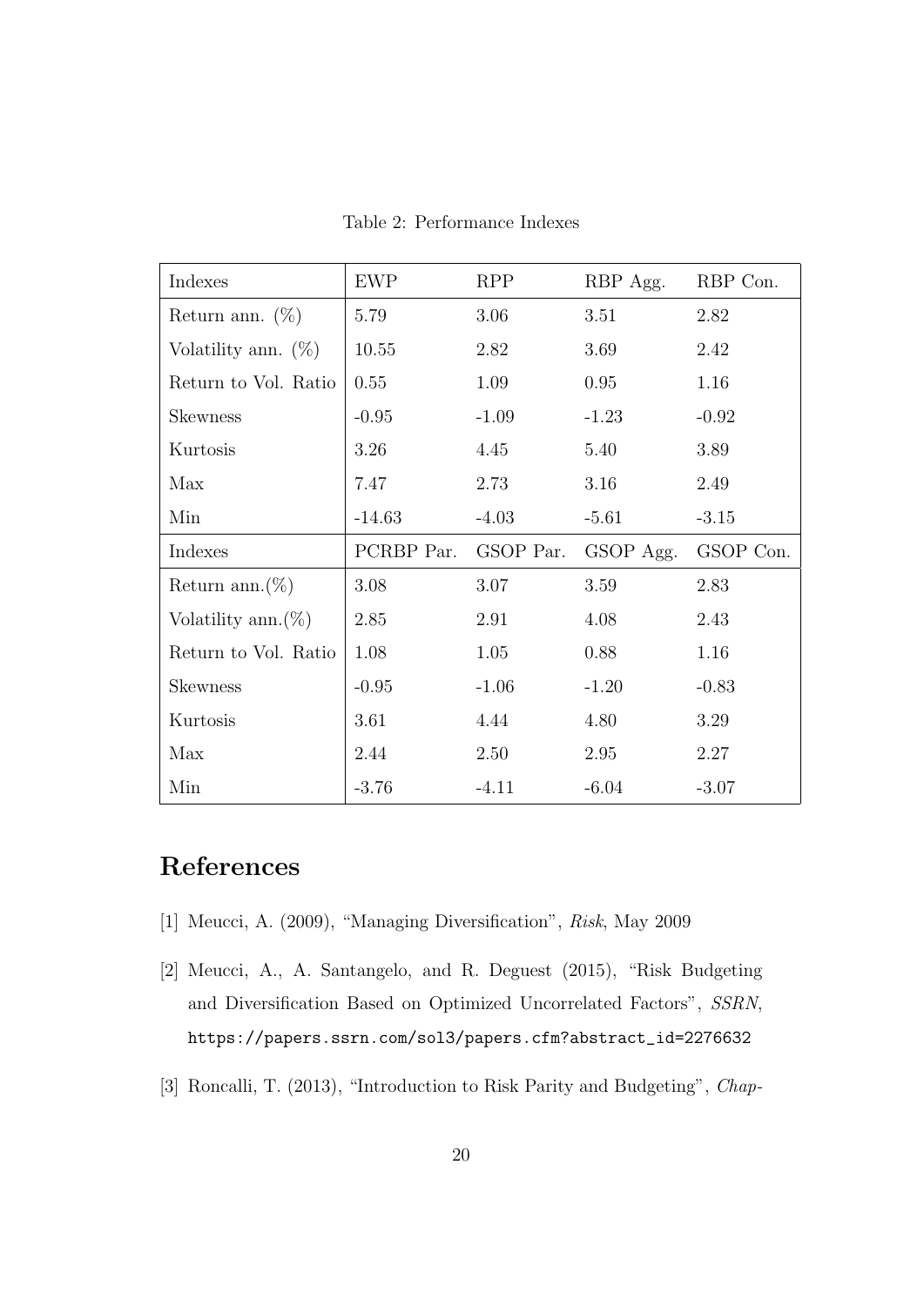Table 2: Performance Indexes

| Indexes | EWP | RPP | RBP Agg. | RBP Con. |
|---|---|---|---|---|
| Return ann. (%) | 5.79 | 3.06 | 3.51 | 2.82 |
| Volatility ann. (%) | 10.55 | 2.82 | 3.69 | 2.42 |
| Return to Vol. Ratio | 0.55 | 1.09 | 0.95 | 1.16 |
| Skewness | -0.95 | -1.09 | -1.23 | -0.92 |
| Kurtosis | 3.26 | 4.45 | 5.40 | 3.89 |
| Max | 7.47 | 2.73 | 3.16 | 2.49 |
| Min | -14.63 | -4.03 | -5.61 | -3.15 |
| **Indexes** | **PCRBP Par.** | **GSOP Par.** | **GSOP Agg.** | **GSOP Con.** |
| Return ann.(%) | 3.08 | 3.07 | 3.59 | 2.83 |
| Volatility ann.(%) | 2.85 | 2.91 | 4.08 | 2.43 |
| Return to Vol. Ratio | 1.08 | 1.05 | 0.88 | 1.16 |
| Skewness | -0.95 | -1.06 | -1.20 | -0.83 |
| Kurtosis | 3.61 | 4.44 | 4.80 | 3.29 |
| Max | 2.44 | 2.50 | 2.95 | 2.27 |
| Min | -3.76 | -4.11 | -6.04 | -3.07 |

# References

[1] Meucci, A. (2009), "Managing Diversification", *Risk*, May 2009

[2] Meucci, A., A. Santangelo, and R. Deguest (2015), "Risk Budgeting and Diversification Based on Optimized Uncorrelated Factors", *SSRN*, https://papers.ssrn.com/sol3/papers.cfm?abstract_id=2276632

[3] Roncalli, T. (2013), "Introduction to Risk Parity and Budgeting", *Chap-*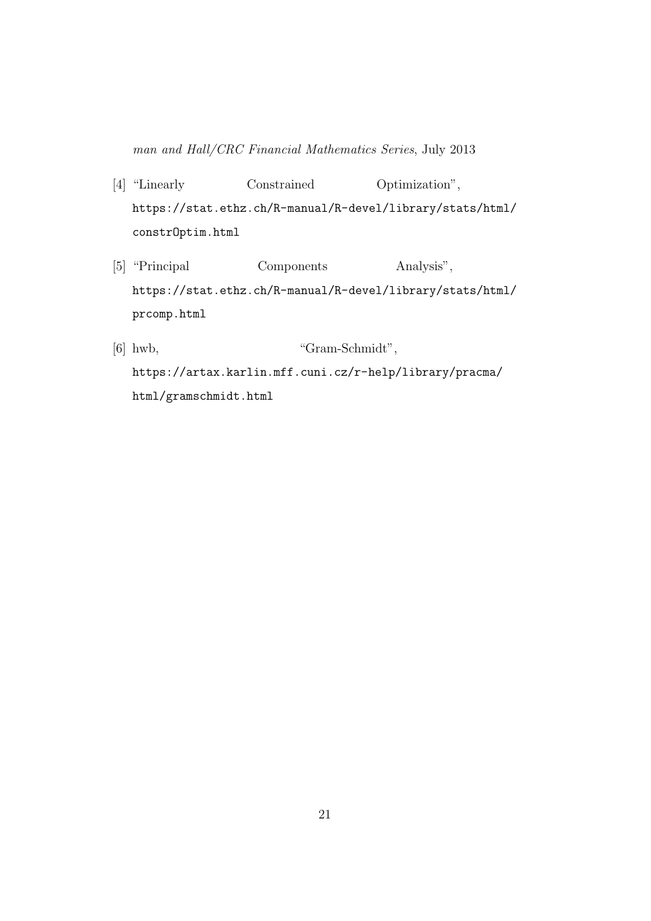*man and Hall/CRC Financial Mathematics Series*, July 2013

[4] "Linearly Constrained Optimization", https://stat.ethz.ch/R-manual/R-devel/library/stats/html/constrOptim.html

[5] "Principal Components Analysis", https://stat.ethz.ch/R-manual/R-devel/library/stats/html/prcomp.html

[6] hwb, "Gram-Schmidt", https://artax.karlin.mff.cuni.cz/r-help/library/pracma/html/gramschmidt.html